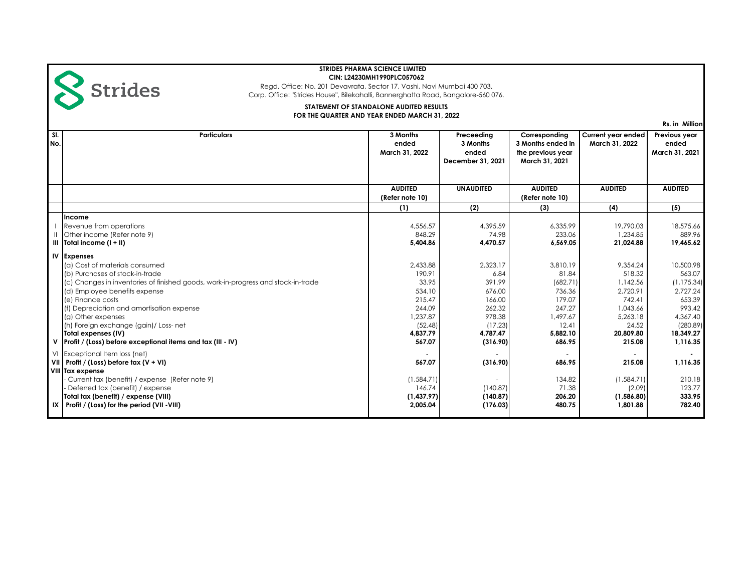**STRIDES PHARMA SCIENCE LIMITED**
**CIN: L24230MH1990PLC057062**
Regd. Office: No. 201 Devavrata, Sector 17, Vashi, Navi Mumbai 400 703.
Corp. Office: "Strides House", Bilekahalli, Bannerghatta Road, Bangalore-560 076.

**STATEMENT OF STANDALONE AUDITED RESULTS**
**FOR THE QUARTER AND YEAR ENDED MARCH 31, 2022**

Rs. in Million

| Sl. No. | Particulars | 3 Months ended March 31, 2022 | Preceeding 3 Months ended December 31, 2021 | Corresponding 3 Months ended in the previous year March 31, 2021 | Current year ended March 31, 2022 | Previous year ended March 31, 2021 |
|---|---|---|---|---|---|---|
| | | AUDITED (Refer note 10) | UNAUDITED | AUDITED (Refer note 10) | AUDITED | AUDITED |
| | | (1) | (2) | (3) | (4) | (5) |
| | **Income** | | | | | |
| I | Revenue from operations | 4,556.57 | 4,395.59 | 6,335.99 | 19,790.03 | 18,575.66 |
| II | Other income (Refer note 9) | 848.29 | 74.98 | 233.06 | 1,234.85 | 889.96 |
| III | **Total income (I + II)** | **5,404.86** | **4,470.57** | **6,569.05** | **21,024.88** | **19,465.62** |
| IV | **Expenses** | | | | | |
| | (a) Cost of materials consumed | 2,433.88 | 2,323.17 | 3,810.19 | 9,354.24 | 10,500.98 |
| | (b) Purchases of stock-in-trade | 190.91 | 6.84 | 81.84 | 518.32 | 563.07 |
| | (c) Changes in inventories of finished goods, work-in-progress and stock-in-trade | 33.95 | 391.99 | (682.71) | 1,142.56 | (1,175.34) |
| | (d) Employee benefits expense | 534.10 | 676.00 | 736.36 | 2,720.91 | 2,727.24 |
| | (e) Finance costs | 215.47 | 166.00 | 179.07 | 742.41 | 653.39 |
| | (f) Depreciation and amortisation expense | 244.09 | 262.32 | 247.27 | 1,043.66 | 993.42 |
| | (g) Other expenses | 1,237.87 | 978.38 | 1,497.67 | 5,263.18 | 4,367.40 |
| | (h) Foreign exchange (gain)/ Loss- net | (52.48) | (17.23) | 12.41 | 24.52 | (280.89) |
| | **Total expenses (IV)** | **4,837.79** | **4,787.47** | **5,882.10** | **20,809.80** | **18,349.27** |
| V | **Profit / (Loss) before exceptional items and tax (III - IV)** | **567.07** | **(316.90)** | **686.95** | **215.08** | **1,116.35** |
| VI | Exceptional Item loss (net) | - | - | - | - | - |
| VII | **Profit / (Loss) before tax (V + VI)** | **567.07** | **(316.90)** | **686.95** | **215.08** | **1,116.35** |
| VIII | **Tax expense** | | | | | |
| | - Current tax (benefit) / expense (Refer note 9) | (1,584.71) | - | 134.82 | (1,584.71) | 210.18 |
| | - Deferred tax (benefit) / expense | 146.74 | (140.87) | 71.38 | (2.09) | 123.77 |
| | **Total tax (benefit) / expense (VIII)** | **(1,437.97)** | **(140.87)** | **206.20** | **(1,586.80)** | **333.95** |
| IX | **Profit / (Loss) for the period (VII -VIII)** | **2,005.04** | **(176.03)** | **480.75** | **1,801.88** | **782.40** |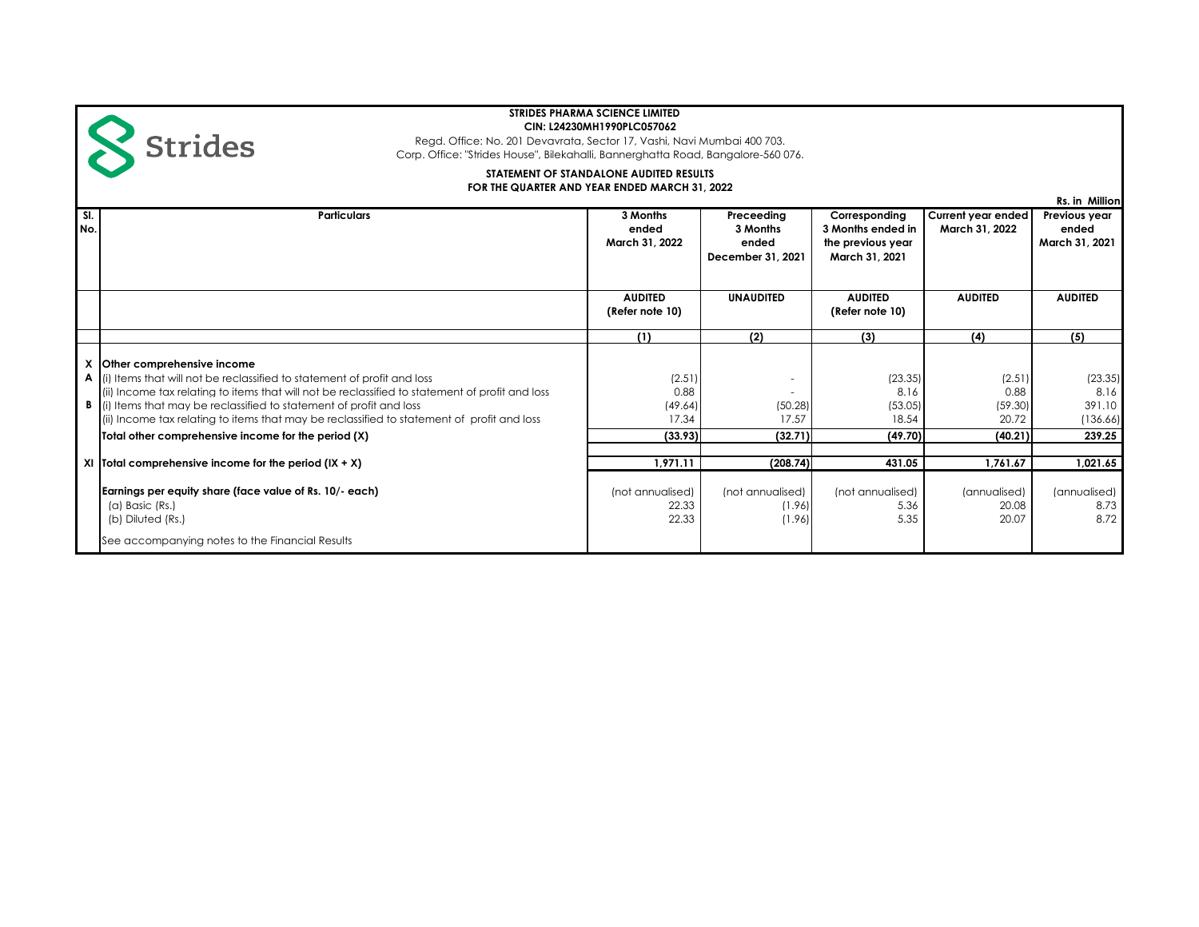**STRIDES PHARMA SCIENCE LIMITED**
**CIN: L24230MH1990PLC057062**

Regd. Office: No. 201 Devavrata, Sector 17, Vashi, Navi Mumbai 400 703.
Corp. Office: "Strides House", Bilekahalli, Bannerghatta Road, Bangalore-560 076.

**STATEMENT OF STANDALONE AUDITED RESULTS**
**FOR THE QUARTER AND YEAR ENDED MARCH 31, 2022**

Rs. in Million

| Sl. No. | Particulars | 3 Months ended March 31, 2022 | Preceeding 3 Months ended December 31, 2021 | Corresponding 3 Months ended in the previous year March 31, 2021 | Current year ended March 31, 2022 | Previous year ended March 31, 2021 |
|---|---|---|---|---|---|---|
| | | AUDITED (Refer note 10) | UNAUDITED | AUDITED (Refer note 10) | AUDITED | AUDITED |
| | | (1) | (2) | (3) | (4) | (5) |
| X | **Other comprehensive income** | | | | | |
| A | (i) Items that will not be reclassified to statement of profit and loss | (2.51) | - | (23.35) | (2.51) | (23.35) |
| | (ii) Income tax relating to items that will not be reclassified to statement of profit and loss | 0.88 | - | 8.16 | 0.88 | 8.16 |
| B | (i) Items that may be reclassified to statement of profit and loss | (49.64) | (50.28) | (53.05) | (59.30) | 391.10 |
| | (ii) Income tax relating to items that may be reclassified to statement of profit and loss | 17.34 | 17.57 | 18.54 | 20.72 | (136.66) |
| | **Total other comprehensive income for the period (X)** | **(33.93)** | **(32.71)** | **(49.70)** | **(40.21)** | **239.25** |
| XI | **Total comprehensive income for the period (IX + X)** | **1,971.11** | **(208.74)** | **431.05** | **1,761.67** | **1,021.65** |
| | **Earnings per equity share (face value of Rs. 10/- each)** | (not annualised) | (not annualised) | (not annualised) | (annualised) | (annualised) |
| | (a) Basic (Rs.) | 22.33 | (1.96) | 5.36 | 20.08 | 8.73 |
| | (b) Diluted (Rs.) | 22.33 | (1.96) | 5.35 | 20.07 | 8.72 |
| | See accompanying notes to the Financial Results | | | | | |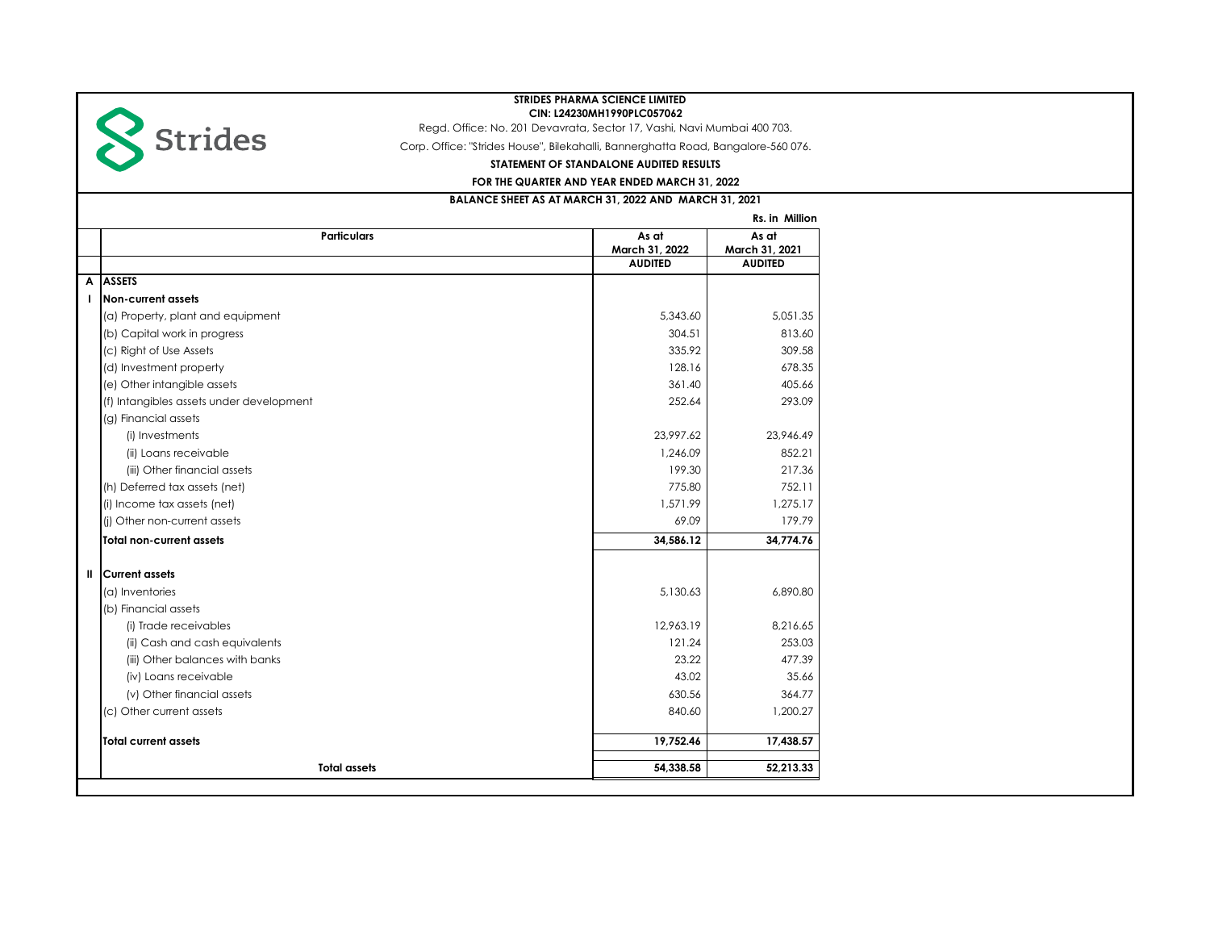**STRIDES PHARMA SCIENCE LIMITED**
**CIN: L24230MH1990PLC057062**

Regd. Office: No. 201 Devavrata, Sector 17, Vashi, Navi Mumbai 400 703.

Corp. Office: "Strides House", Bilekahalli, Bannerghatta Road, Bangalore-560 076.

**STATEMENT OF STANDALONE AUDITED RESULTS**

**FOR THE QUARTER AND YEAR ENDED MARCH 31, 2022**

**BALANCE SHEET AS AT MARCH 31, 2022 AND MARCH 31, 2021**

**Rs. in Million**

| | Particulars | As at March 31, 2022 | As at March 31, 2021 |
|---|---|---|---|
| | | **AUDITED** | **AUDITED** |
| **A** | **ASSETS** | | |
| **I** | **Non-current assets** | | |
| | (a) Property, plant and equipment | 5,343.60 | 5,051.35 |
| | (b) Capital work in progress | 304.51 | 813.60 |
| | (c) Right of Use Assets | 335.92 | 309.58 |
| | (d) Investment property | 128.16 | 678.35 |
| | (e) Other intangible assets | 361.40 | 405.66 |
| | (f) Intangibles assets under development | 252.64 | 293.09 |
| | (g) Financial assets | | |
| | (i) Investments | 23,997.62 | 23,946.49 |
| | (ii) Loans receivable | 1,246.09 | 852.21 |
| | (iii) Other financial assets | 199.30 | 217.36 |
| | (h) Deferred tax assets (net) | 775.80 | 752.11 |
| | (i) Income tax assets (net) | 1,571.99 | 1,275.17 |
| | (j) Other non-current assets | 69.09 | 179.79 |
| | **Total non-current assets** | **34,586.12** | **34,774.76** |
| **II** | **Current assets** | | |
| | (a) Inventories | 5,130.63 | 6,890.80 |
| | (b) Financial assets | | |
| | (i) Trade receivables | 12,963.19 | 8,216.65 |
| | (ii) Cash and cash equivalents | 121.24 | 253.03 |
| | (iii) Other balances with banks | 23.22 | 477.39 |
| | (iv) Loans receivable | 43.02 | 35.66 |
| | (v) Other financial assets | 630.56 | 364.77 |
| | (c) Other current assets | 840.60 | 1,200.27 |
| | **Total current assets** | **19,752.46** | **17,438.57** |
| | **Total assets** | **54,338.58** | **52,213.33** |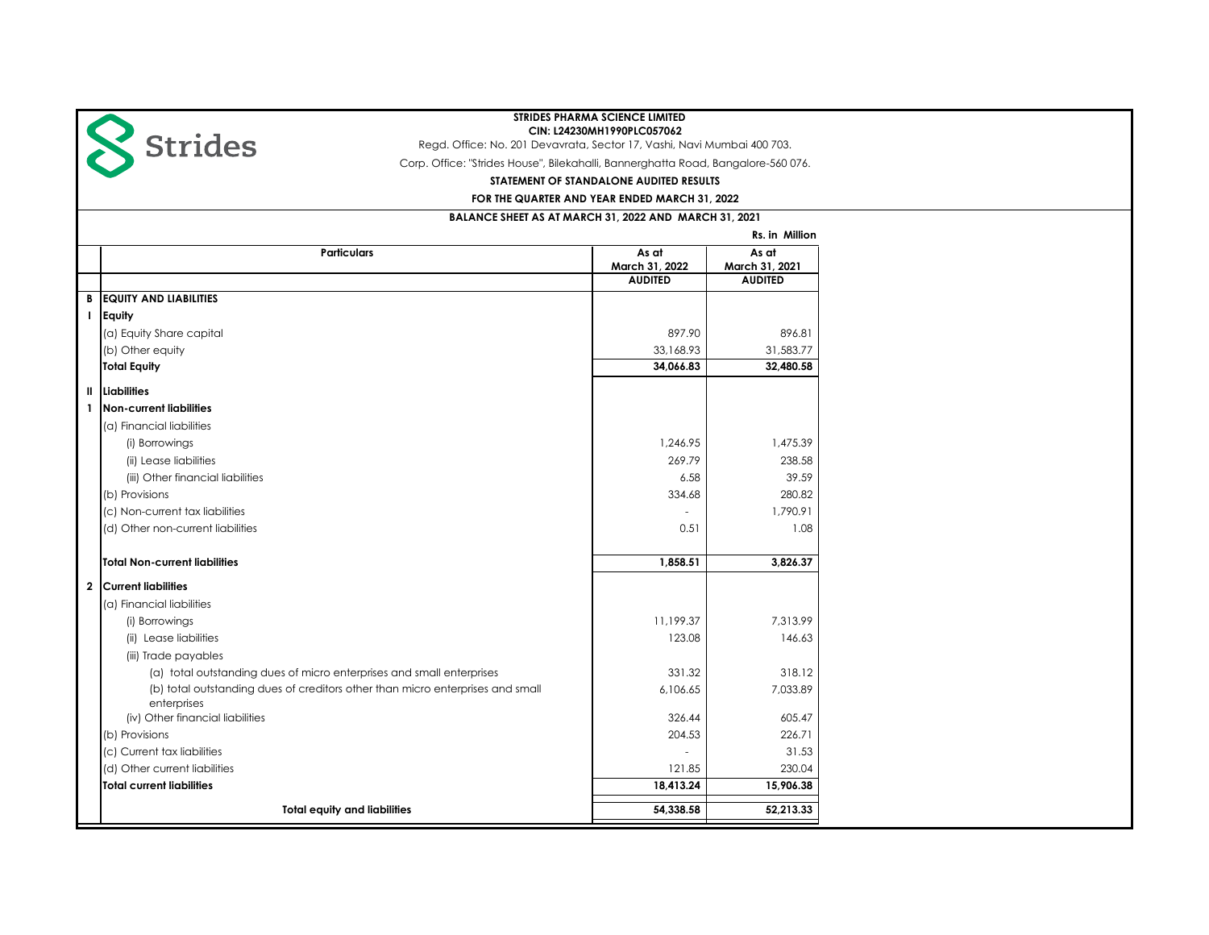**STRIDES PHARMA SCIENCE LIMITED**

**CIN: L24230MH1990PLC057062**

Regd. Office: No. 201 Devavrata, Sector 17, Vashi, Navi Mumbai 400 703.

Corp. Office: "Strides House", Bilekahalli, Bannerghatta Road, Bangalore-560 076.

**STATEMENT OF STANDALONE AUDITED RESULTS**

**FOR THE QUARTER AND YEAR ENDED MARCH 31, 2022**

**BALANCE SHEET AS AT MARCH 31, 2022 AND MARCH 31, 2021**

**Rs. in Million**

| | Particulars | As at March 31, 2022 | As at March 31, 2021 |
|---|---|---|---|
| | | **AUDITED** | **AUDITED** |
| **B** | **EQUITY AND LIABILITIES** | | |
| **I** | **Equity** | | |
| | (a) Equity Share capital | 897.90 | 896.81 |
| | (b) Other equity | 33,168.93 | 31,583.77 |
| | **Total Equity** | **34,066.83** | **32,480.58** |
| **II** | **Liabilities** | | |
| **1** | **Non-current liabilities** | | |
| | (a) Financial liabilities | | |
| | (i) Borrowings | 1,246.95 | 1,475.39 |
| | (ii) Lease liabilities | 269.79 | 238.58 |
| | (iii) Other financial liabilities | 6.58 | 39.59 |
| | (b) Provisions | 334.68 | 280.82 |
| | (c) Non-current tax liabilities | - | 1,790.91 |
| | (d) Other non-current liabilities | 0.51 | 1.08 |
| | **Total Non-current liabilities** | **1,858.51** | **3,826.37** |
| **2** | **Current liabilities** | | |
| | (a) Financial liabilities | | |
| | (i) Borrowings | 11,199.37 | 7,313.99 |
| | (ii) Lease liabilities | 123.08 | 146.63 |
| | (iii) Trade payables | | |
| | (a) total outstanding dues of micro enterprises and small enterprises | 331.32 | 318.12 |
| | (b) total outstanding dues of creditors other than micro enterprises and small enterprises | 6,106.65 | 7,033.89 |
| | (iv) Other financial liabilities | 326.44 | 605.47 |
| | (b) Provisions | 204.53 | 226.71 |
| | (c) Current tax liabilities | - | 31.53 |
| | (d) Other current liabilities | 121.85 | 230.04 |
| | **Total current liabilities** | **18,413.24** | **15,906.38** |
| | **Total equity and liabilities** | **54,338.58** | **52,213.33** |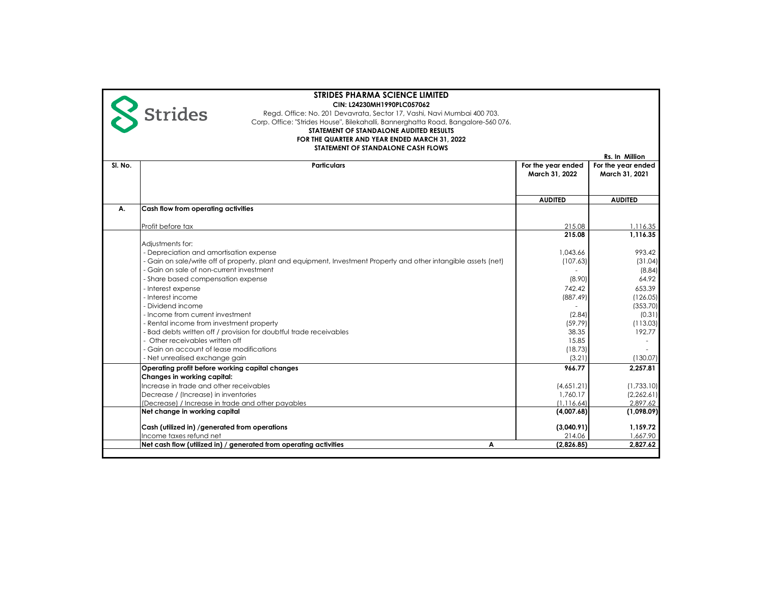# STRIDES PHARMA SCIENCE LIMITED

**CIN: L24230MH1990PLC057062**

Regd. Office: No. 201 Devavrata, Sector 17, Vashi, Navi Mumbai 400 703.

Corp. Office: "Strides House", Bilekahalli, Bannerghatta Road, Bangalore-560 076.

**STATEMENT OF STANDALONE AUDITED RESULTS**

**FOR THE QUARTER AND YEAR ENDED MARCH 31, 2022**

**STATEMENT OF STANDALONE CASH FLOWS**

**Rs. In Million**

| Sl. No. | Particulars | For the year ended March 31, 2022 | For the year ended March 31, 2021 |
|---|---|---|---|
| | | **AUDITED** | **AUDITED** |
| **A.** | **Cash flow from operating activities** | | |
| | Profit before tax | 215.08 | 1,116.35 |
| | | **215.08** | **1,116.35** |
| | Adjustments for: | | |
| | - Depreciation and amortisation expense | 1,043.66 | 993.42 |
| | - Gain on sale/write off of property, plant and equipment, Investment Property and other intangible assets (net) | (107.63) | (31.04) |
| | - Gain on sale of non-current investment | - | (8.84) |
| | - Share based compensation expense | (8.90) | 64.92 |
| | - Interest expense | 742.42 | 653.39 |
| | - Interest income | (887.49) | (126.05) |
| | - Dividend income | - | (353.70) |
| | - Income from current investment | (2.84) | (0.31) |
| | - Rental income from investment property | (59.79) | (113.03) |
| | - Bad debts written off / provision for doubtful trade receivables | 38.35 | 192.77 |
| | - Other receivables written off | 15.85 | - |
| | - Gain on account of lease modifications | (18.73) | - |
| | - Net unrealised exchange gain | (3.21) | (130.07) |
| | **Operating profit before working capital changes** | **966.77** | **2,257.81** |
| | **Changes in working capital:** | | |
| | Increase in trade and other receivables | (4,651.21) | (1,733.10) |
| | Decrease / (Increase) in inventories | 1,760.17 | (2,262.61) |
| | (Decrease) / Increase in trade and other payables | (1,116.64) | 2,897.62 |
| | **Net change in working capital** | **(4,007.68)** | **(1,098.09)** |
| | **Cash (utilized in) /generated from operations** | **(3,040.91)** | **1,159.72** |
| | Income taxes refund net | 214.06 | 1,667.90 |
| | **Net cash flow (utilized in) / generated from operating activities** **A** | **(2,826.85)** | **2,827.62** |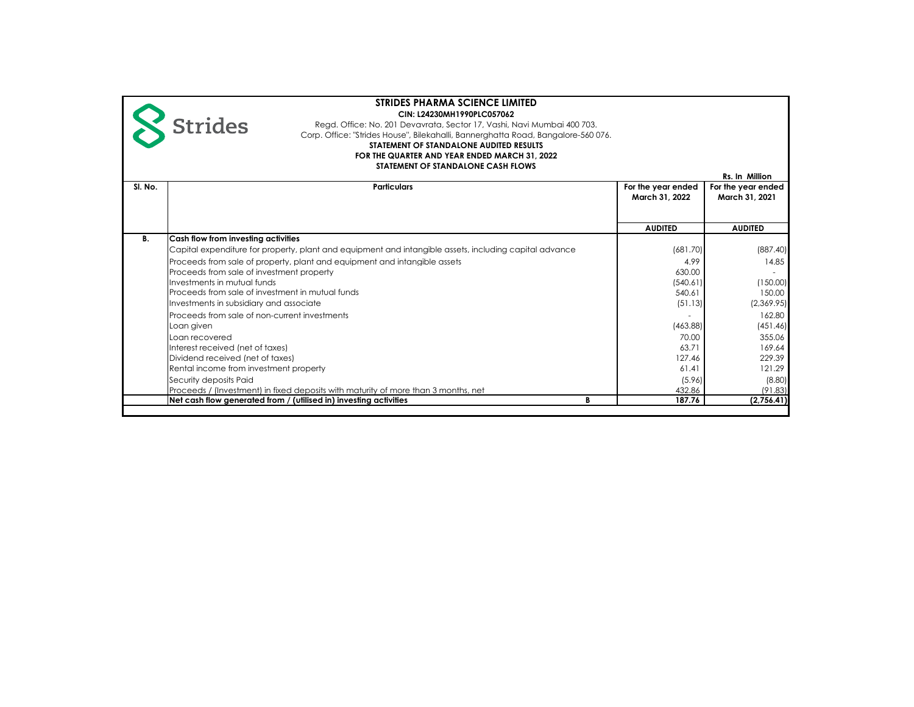**STRIDES PHARMA SCIENCE LIMITED**

**CIN: L24230MH1990PLC057062**

Regd. Office: No. 201 Devavrata, Sector 17, Vashi, Navi Mumbai 400 703.

Corp. Office: "Strides House", Bilekahalli, Bannerghatta Road, Bangalore-560 076.

**STATEMENT OF STANDALONE AUDITED RESULTS**

**FOR THE QUARTER AND YEAR ENDED MARCH 31, 2022**

**STATEMENT OF STANDALONE CASH FLOWS**

**Rs. In Million**

| Sl. No. | Particulars | | For the year ended March 31, 2022 | For the year ended March 31, 2021 |
|---|---|---|---|---|
| | | | **AUDITED** | **AUDITED** |
| **B.** | **Cash flow from investing activities** | | | |
| | Capital expenditure for property, plant and equipment and intangible assets, including capital advance | | (681.70) | (887.40) |
| | Proceeds from sale of property, plant and equipment and intangible assets | | 4.99 | 14.85 |
| | Proceeds from sale of investment property | | 630.00 | - |
| | Investments in mutual funds | | (540.61) | (150.00) |
| | Proceeds from sale of investment in mutual funds | | 540.61 | 150.00 |
| | Investments in subsidiary and associate | | (51.13) | (2,369.95) |
| | Proceeds from sale of non-current investments | | - | 162.80 |
| | Loan given | | (463.88) | (451.46) |
| | Loan recovered | | 70.00 | 355.06 |
| | Interest received (net of taxes) | | 63.71 | 169.64 |
| | Dividend received (net of taxes) | | 127.46 | 229.39 |
| | Rental income from investment property | | 61.41 | 121.29 |
| | Security deposits Paid | | (5.96) | (8.80) |
| | Proceeds / (Investment) in fixed deposits with maturity of more than 3 months, net | | 432.86 | (91.83) |
| | **Net cash flow generated from / (utilised in) investing activities** | **B** | **187.76** | **(2,756.41)** |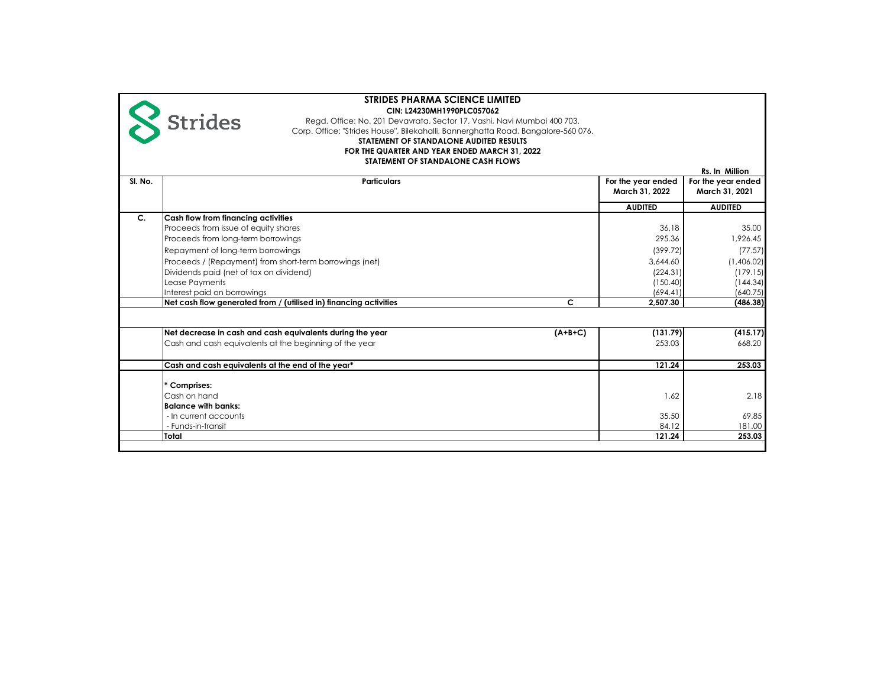**STRIDES PHARMA SCIENCE LIMITED**

**CIN: L24230MH1990PLC057062**

Regd. Office: No. 201 Devavrata, Sector 17, Vashi, Navi Mumbai 400 703.

Corp. Office: "Strides House", Bilekahalli, Bannerghatta Road, Bangalore-560 076.

**STATEMENT OF STANDALONE AUDITED RESULTS**

**FOR THE QUARTER AND YEAR ENDED MARCH 31, 2022**

**STATEMENT OF STANDALONE CASH FLOWS**

**Rs. In Million**

| Sl. No. | Particulars | | For the year ended March 31, 2022 | For the year ended March 31, 2021 |
|---|---|---|---|---|
| | | | **AUDITED** | **AUDITED** |
| **C.** | **Cash flow from financing activities** | | | |
| | Proceeds from issue of equity shares | | 36.18 | 35.00 |
| | Proceeds from long-term borrowings | | 295.36 | 1,926.45 |
| | Repayment of long-term borrowings | | (399.72) | (77.57) |
| | Proceeds / (Repayment) from short-term borrowings (net) | | 3,644.60 | (1,406.02) |
| | Dividends paid (net of tax on dividend) | | (224.31) | (179.15) |
| | Lease Payments | | (150.40) | (144.34) |
| | Interest paid on borrowings | | (694.41) | (640.75) |
| | **Net cash flow generated from / (utilised in) financing activities** | **C** | **2,507.30** | **(486.38)** |
| | **Net decrease in cash and cash equivalents during the year** | **(A+B+C)** | **(131.79)** | **(415.17)** |
| | Cash and cash equivalents at the beginning of the year | | 253.03 | 668.20 |
| | **Cash and cash equivalents at the end of the year*** | | **121.24** | **253.03** |
| | *** Comprises:** | | | |
| | Cash on hand | | 1.62 | 2.18 |
| | **Balance with banks:** | | | |
| | - In current accounts | | 35.50 | 69.85 |
| | - Funds-in-transit | | 84.12 | 181.00 |
| | **Total** | | **121.24** | **253.03** |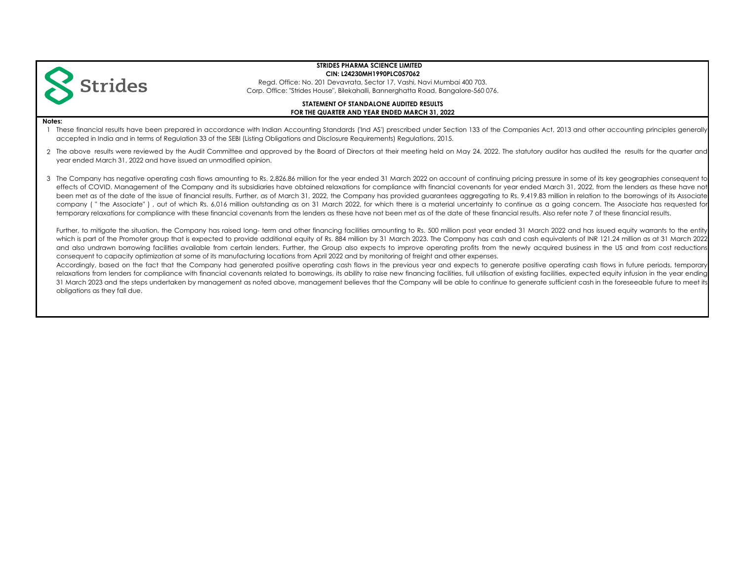**STRIDES PHARMA SCIENCE LIMITED**
**CIN: L24230MH1990PLC057062**
Regd. Office: No. 201 Devavrata, Sector 17, Vashi, Navi Mumbai 400 703.
Corp. Office: "Strides House", Bilekahalli, Bannerghatta Road, Bangalore-560 076.

**STATEMENT OF STANDALONE AUDITED RESULTS**
**FOR THE QUARTER AND YEAR ENDED MARCH 31, 2022**

**Notes:**

1. These financial results have been prepared in accordance with Indian Accounting Standards ('Ind AS') prescribed under Section 133 of the Companies Act, 2013 and other accounting principles generally accepted in India and in terms of Regulation 33 of the SEBI (Listing Obligations and Disclosure Requirements) Regulations, 2015.

2. The above results were reviewed by the Audit Committee and approved by the Board of Directors at their meeting held on May 24, 2022. The statutory auditor has audited the results for the quarter and year ended March 31, 2022 and have issued an unmodified opinion.

3. The Company has negative operating cash flows amounting to Rs. 2,826.86 million for the year ended 31 March 2022 on account of continuing pricing pressure in some of its key geographies consequent to effects of COVID. Management of the Company and its subsidiaries have obtained relaxations for compliance with financial covenants for year ended March 31, 2022, from the lenders as these have not been met as of the date of the issue of financial results. Further, as of March 31, 2022, the Company has provided guarantees aggregating to Rs. 9,419.83 million in relation to the borrowings of its Associate company ( " the Associate" ) , out of which Rs. 6,016 million outstanding as on 31 March 2022, for which there is a material uncertainty to continue as a going concern. The Associate has requested for temporary relaxations for compliance with these financial covenants from the lenders as these have not been met as of the date of these financial results. Also refer note 7 of these financial results.

   Further, to mitigate the situation, the Company has raised long- term and other financing facilities amounting to Rs. 500 million post year ended 31 March 2022 and has issued equity warrants to the entity which is part of the Promoter group that is expected to provide additional equity of Rs. 884 million by 31 March 2023. The Company has cash and cash equivalents of INR 121.24 million as at 31 March 2022 and also undrawn borrowing facilities available from certain lenders. Further, the Group also expects to improve operating profits from the newly acquired business in the US and from cost reductions consequent to capacity optimization at some of its manufacturing locations from April 2022 and by monitoring of freight and other expenses.

   Accordingly, based on the fact that the Company had generated positive operating cash flows in the previous year and expects to generate positive operating cash flows in future periods, temporary relaxations from lenders for compliance with financial covenants related to borrowings, its ability to raise new financing facilities, full utilisation of existing facilities, expected equity infusion in the year ending 31 March 2023 and the steps undertaken by management as noted above, management believes that the Company will be able to continue to generate sufficient cash in the foreseeable future to meet its obligations as they fall due.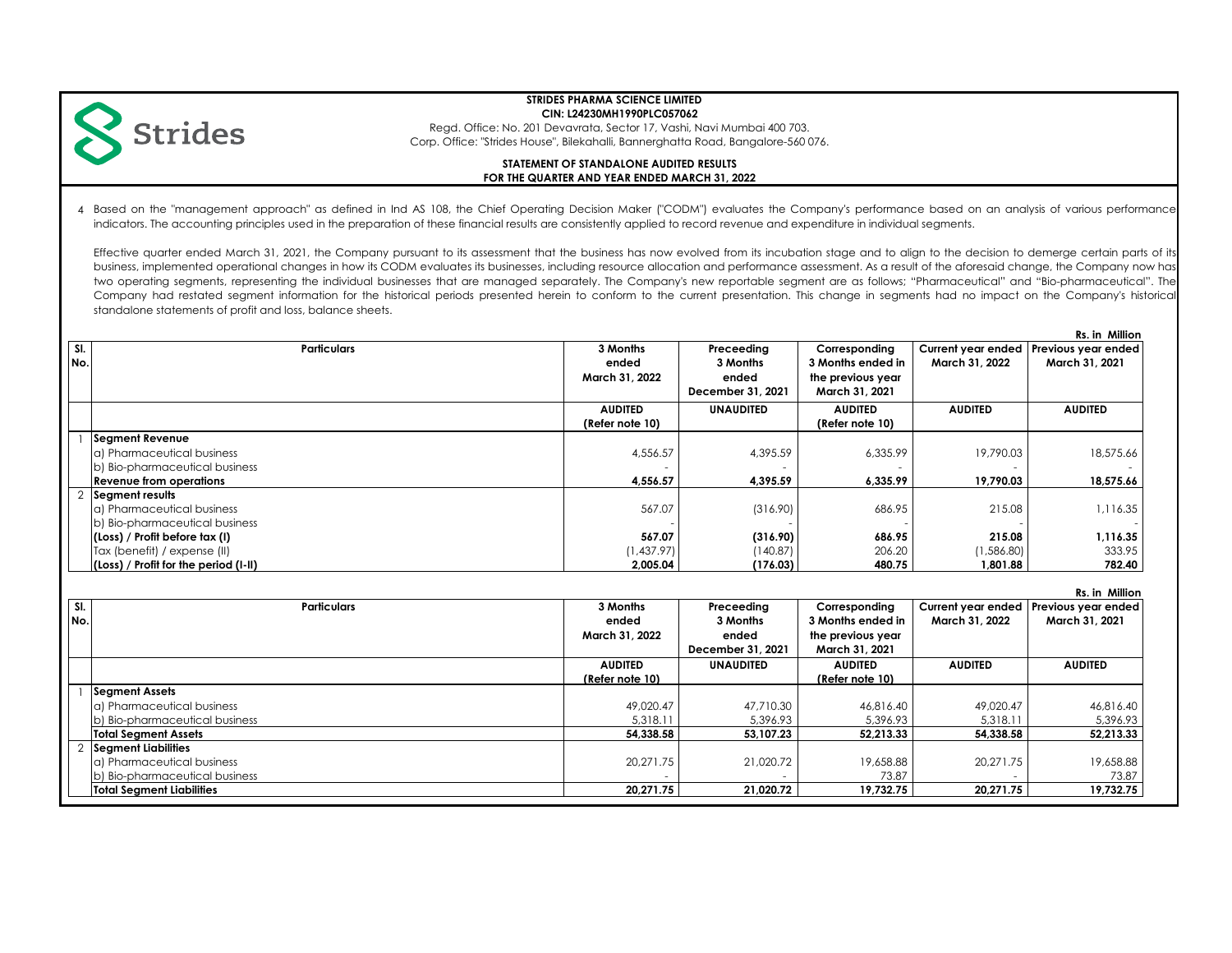**STRIDES PHARMA SCIENCE LIMITED**
**CIN: L24230MH1990PLC057062**
Regd. Office: No. 201 Devavrata, Sector 17, Vashi, Navi Mumbai 400 703.
Corp. Office: "Strides House", Bilekahalli, Bannerghatta Road, Bangalore-560 076.

**STATEMENT OF STANDALONE AUDITED RESULTS**
**FOR THE QUARTER AND YEAR ENDED MARCH 31, 2022**

4 Based on the "management approach" as defined in Ind AS 108, the Chief Operating Decision Maker ("CODM") evaluates the Company's performance based on an analysis of various performance indicators. The accounting principles used in the preparation of these financial results are consistently applied to record revenue and expenditure in individual segments.

Effective quarter ended March 31, 2021, the Company pursuant to its assessment that the business has now evolved from its incubation stage and to align to the decision to demerge certain parts of its business, implemented operational changes in how its CODM evaluates its businesses, including resource allocation and performance assessment. As a result of the aforesaid change, the Company now has two operating segments, representing the individual businesses that are managed separately. The Company's new reportable segment are as follows; "Pharmaceutical" and "Bio-pharmaceutical". The Company had restated segment information for the historical periods presented herein to conform to the current presentation. This change in segments had no impact on the Company's historical standalone statements of profit and loss, balance sheets.

**Rs. in Million**

| Sl. No. | Particulars | 3 Months ended March 31, 2022 | Preceeding 3 Months ended December 31, 2021 | Corresponding 3 Months ended in the previous year March 31, 2021 | Current year ended March 31, 2022 | Previous year ended March 31, 2021 |
|---|---|---|---|---|---|---|
| | | AUDITED (Refer note 10) | UNAUDITED | AUDITED (Refer note 10) | AUDITED | AUDITED |
| 1 | **Segment Revenue** | | | | | |
| | a) Pharmaceutical business | 4,556.57 | 4,395.59 | 6,335.99 | 19,790.03 | 18,575.66 |
| | b) Bio-pharmaceutical business | - | - | - | - | - |
| | **Revenue from operations** | **4,556.57** | **4,395.59** | **6,335.99** | **19,790.03** | **18,575.66** |
| 2 | **Segment results** | | | | | |
| | a) Pharmaceutical business | 567.07 | (316.90) | 686.95 | 215.08 | 1,116.35 |
| | b) Bio-pharmaceutical business | - | - | - | - | - |
| | **(Loss) / Profit before tax (I)** | **567.07** | **(316.90)** | **686.95** | **215.08** | **1,116.35** |
| | Tax (benefit) / expense (II) | (1,437.97) | (140.87) | 206.20 | (1,586.80) | 333.95 |
| | **(Loss) / Profit for the period (I-II)** | **2,005.04** | **(176.03)** | **480.75** | **1,801.88** | **782.40** |

**Rs. in Million**

| Sl. No. | Particulars | 3 Months ended March 31, 2022 | Preceeding 3 Months ended December 31, 2021 | Corresponding 3 Months ended in the previous year March 31, 2021 | Current year ended March 31, 2022 | Previous year ended March 31, 2021 |
|---|---|---|---|---|---|---|
| | | AUDITED (Refer note 10) | UNAUDITED | AUDITED (Refer note 10) | AUDITED | AUDITED |
| 1 | **Segment Assets** | | | | | |
| | a) Pharmaceutical business | 49,020.47 | 47,710.30 | 46,816.40 | 49,020.47 | 46,816.40 |
| | b) Bio-pharmaceutical business | 5,318.11 | 5,396.93 | 5,396.93 | 5,318.11 | 5,396.93 |
| | **Total Segment Assets** | **54,338.58** | **53,107.23** | **52,213.33** | **54,338.58** | **52,213.33** |
| 2 | **Segment Liabilities** | | | | | |
| | a) Pharmaceutical business | 20,271.75 | 21,020.72 | 19,658.88 | 20,271.75 | 19,658.88 |
| | b) Bio-pharmaceutical business | - | - | 73.87 | - | 73.87 |
| | **Total Segment Liabilities** | **20,271.75** | **21,020.72** | **19,732.75** | **20,271.75** | **19,732.75** |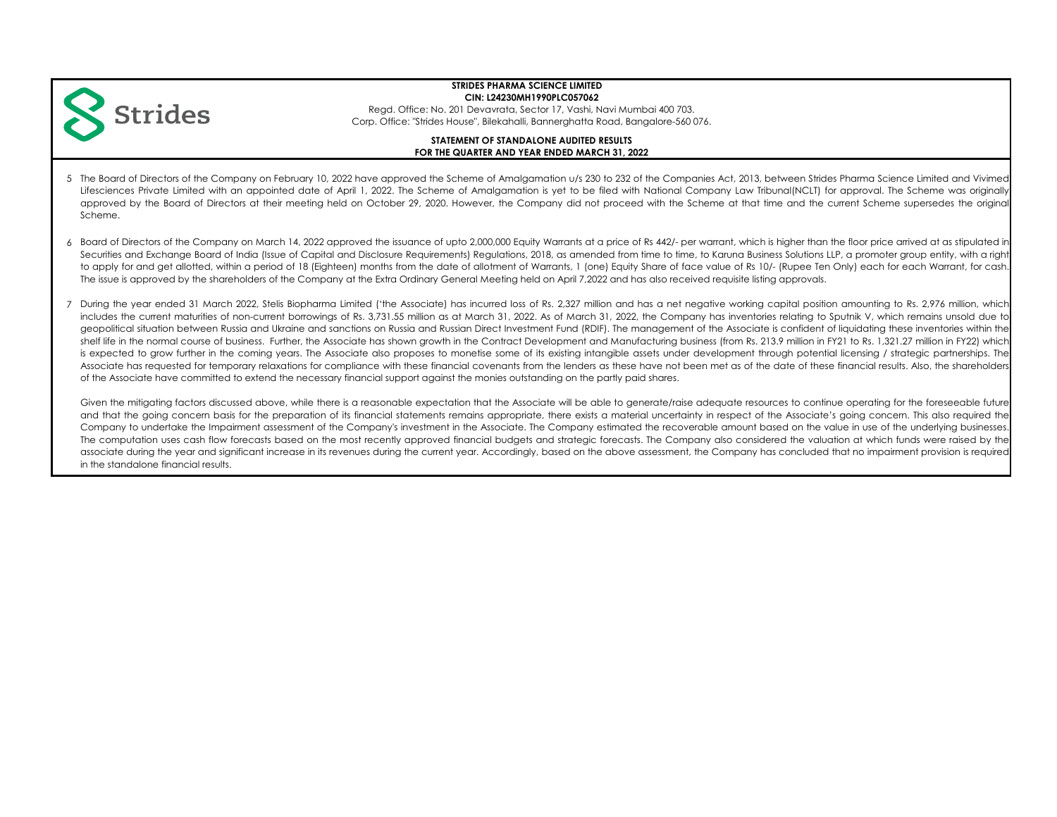**STRIDES PHARMA SCIENCE LIMITED**
**CIN: L24230MH1990PLC057062**
Regd. Office: No. 201 Devavrata, Sector 17, Vashi, Navi Mumbai 400 703.
Corp. Office: "Strides House", Bilekahalli, Bannerghatta Road, Bangalore-560 076.

**STATEMENT OF STANDALONE AUDITED RESULTS**
**FOR THE QUARTER AND YEAR ENDED MARCH 31, 2022**

5 The Board of Directors of the Company on February 10, 2022 have approved the Scheme of Amalgamation u/s 230 to 232 of the Companies Act, 2013, between Strides Pharma Science Limited and Vivimed Lifesciences Private Limited with an appointed date of April 1, 2022. The Scheme of Amalgamation is yet to be filed with National Company Law Tribunal(NCLT) for approval. The Scheme was originally approved by the Board of Directors at their meeting held on October 29, 2020. However, the Company did not proceed with the Scheme at that time and the current Scheme supersedes the original Scheme.

6 Board of Directors of the Company on March 14, 2022 approved the issuance of upto 2,000,000 Equity Warrants at a price of Rs 442/- per warrant, which is higher than the floor price arrived at as stipulated in Securities and Exchange Board of India (Issue of Capital and Disclosure Requirements) Regulations, 2018, as amended from time to time, to Karuna Business Solutions LLP, a promoter group entity, with a right to apply for and get allotted, within a period of 18 (Eighteen) months from the date of allotment of Warrants, 1 (one) Equity Share of face value of Rs 10/- (Rupee Ten Only) each for each Warrant, for cash. The issue is approved by the shareholders of the Company at the Extra Ordinary General Meeting held on April 7,2022 and has also received requisite listing approvals.

7 During the year ended 31 March 2022, Stelis Biopharma Limited ('the Associate) has incurred loss of Rs. 2,327 million and has a net negative working capital position amounting to Rs. 2,976 million, which includes the current maturities of non-current borrowings of Rs. 3,731.55 million as at March 31, 2022. As of March 31, 2022, the Company has inventories relating to Sputnik V, which remains unsold due to geopolitical situation between Russia and Ukraine and sanctions on Russia and Russian Direct Investment Fund (RDIF). The management of the Associate is confident of liquidating these inventories within the shelf life in the normal course of business. Further, the Associate has shown growth in the Contract Development and Manufacturing business (from Rs. 213.9 million in FY21 to Rs. 1,321.27 million in FY22) which is expected to grow further in the coming years. The Associate also proposes to monetise some of its existing intangible assets under development through potential licensing / strategic partnerships. The Associate has requested for temporary relaxations for compliance with these financial covenants from the lenders as these have not been met as of the date of these financial results. Also, the shareholders of the Associate have committed to extend the necessary financial support against the monies outstanding on the partly paid shares.

Given the mitigating factors discussed above, while there is a reasonable expectation that the Associate will be able to generate/raise adequate resources to continue operating for the foreseeable future and that the going concern basis for the preparation of its financial statements remains appropriate, there exists a material uncertainty in respect of the Associate's going concern. This also required the Company to undertake the Impairment assessment of the Company's investment in the Associate. The Company estimated the recoverable amount based on the value in use of the underlying businesses. The computation uses cash flow forecasts based on the most recently approved financial budgets and strategic forecasts. The Company also considered the valuation at which funds were raised by the associate during the year and significant increase in its revenues during the current year. Accordingly, based on the above assessment, the Company has concluded that no impairment provision is required in the standalone financial results.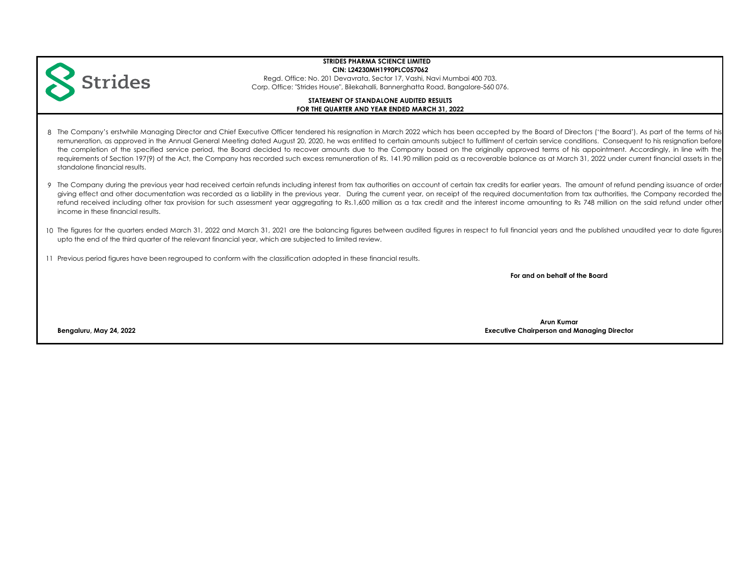**STRIDES PHARMA SCIENCE LIMITED**
**CIN: L24230MH1990PLC057062**
Regd. Office: No. 201 Devavrata, Sector 17, Vashi, Navi Mumbai 400 703.
Corp. Office: "Strides House", Bilekahalli, Bannerghatta Road, Bangalore-560 076.

**STATEMENT OF STANDALONE AUDITED RESULTS**
**FOR THE QUARTER AND YEAR ENDED MARCH 31, 2022**

8. The Company's erstwhile Managing Director and Chief Executive Officer tendered his resignation in March 2022 which has been accepted by the Board of Directors ('the Board'). As part of the terms of his remuneration, as approved in the Annual General Meeting dated August 20, 2020, he was entitled to certain amounts subject to fulfilment of certain service conditions. Consequent to his resignation before the completion of the specified service period, the Board decided to recover amounts due to the Company based on the originally approved terms of his appointment. Accordingly, in line with the requirements of Section 197(9) of the Act, the Company has recorded such excess remuneration of Rs. 141.90 million paid as a recoverable balance as at March 31, 2022 under current financial assets in the standalone financial results.

9. The Company during the previous year had received certain refunds including interest from tax authorities on account of certain tax credits for earlier years. The amount of refund pending issuance of order giving effect and other documentation was recorded as a liability in the previous year. During the current year, on receipt of the required documentation from tax authorities, the Company recorded the refund received including other tax provision for such assessment year aggregating to Rs.1,600 million as a tax credit and the interest income amounting to Rs 748 million on the said refund under other income in these financial results.

10. The figures for the quarters ended March 31, 2022 and March 31, 2021 are the balancing figures between audited figures in respect to full financial years and the published unaudited year to date figures upto the end of the third quarter of the relevant financial year, which are subjected to limited review.

11. Previous period figures have been regrouped to conform with the classification adopted in these financial results.

**For and on behalf of the Board**

**Arun Kumar**
**Executive Chairperson and Managing Director**

**Bengaluru, May 24, 2022**